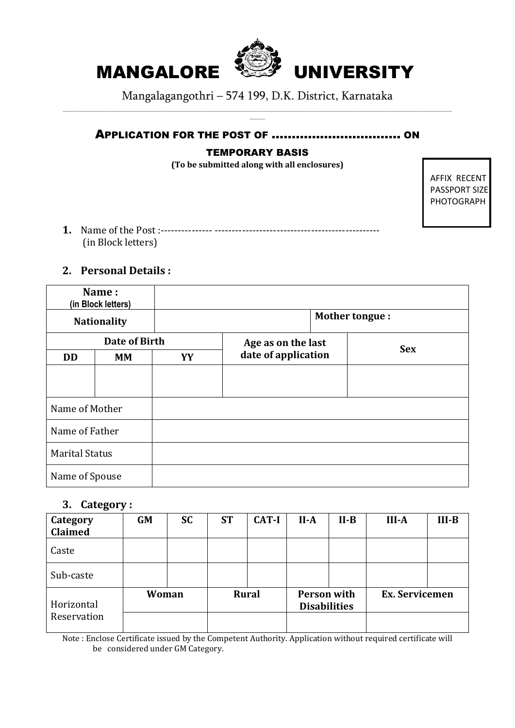# MANGALORE UNIVERSITY

Mangalagangothri – 574 199, D.K. District, Karnataka

## APPLICATION FOR THE POST OF ............................... ON TEMPORARY BASIS

**(To be submitted along with all enclosures)**

AFFIX RECENT PASSPORT SIZE PHOTOGRAPH

**1.** Name of the Post :--------------- ------------------------------------------------
(in Block letters)

### 2. Personal Details :

| | | | | | |
|---|---|---|---|---|---|
| **Name :** (in Block letters) | | | | | |
| **Nationality** | | | | **Mother tongue :** | |
| **Date of Birth** | | | **Age as on the last date of application** | **Sex** | |
| **DD** | **MM** | **YY** | | | |
| | | | | | |
| Name of Mother | | | | | |
| Name of Father | | | | | |
| Marital Status | | | | | |
| Name of Spouse | | | | | |

### 3. Category :

| **Category Claimed** | **GM** | **SC** | **ST** | **CAT-I** | **II-A** | **II-B** | **III-A** | **III-B** |
|---|---|---|---|---|---|---|---|---|
| Caste | | | | | | | | |
| Sub-caste | | | | | | | | |
| Horizontal Reservation | **Woman** | | **Rural** | | **Person with Disabilities** | | **Ex. Servicemen** | |
| | | | | | | | | |

Note : Enclose Certificate issued by the Competent Authority. Application without required certificate will be considered under GM Category.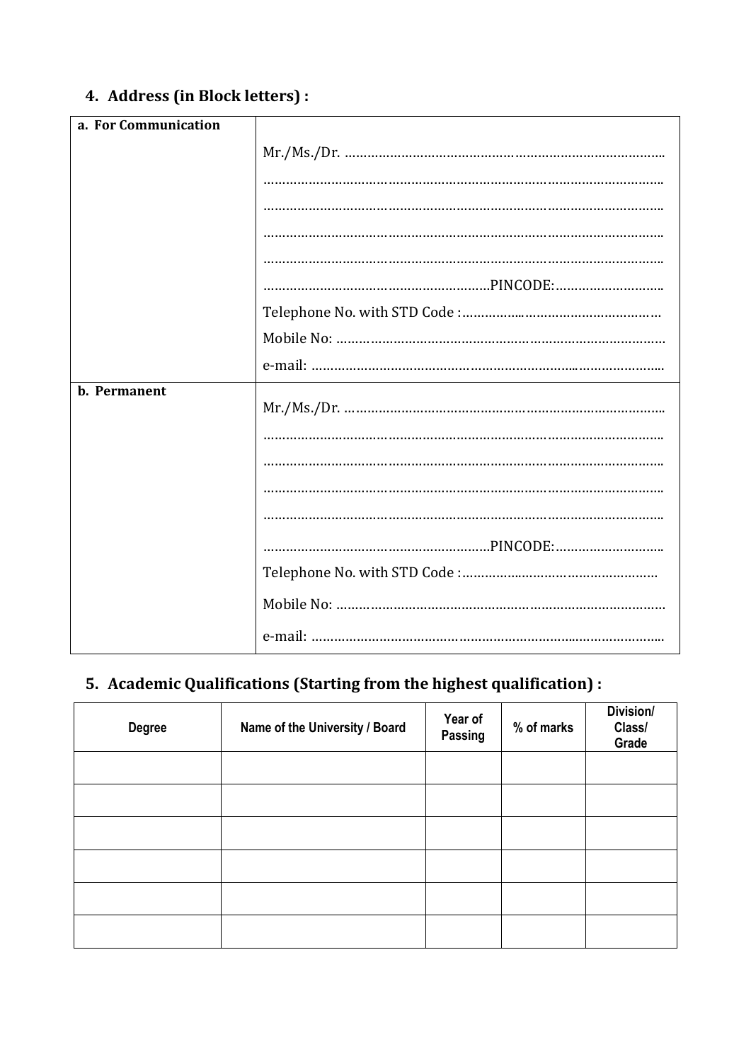## 4. Address (in Block letters) :

| **a. For Communication** | Mr./Ms./Dr. ………………………………………………………………………….. <br> ……………………………………………………………………………………………. <br> ……………………………………………………………………………………………. <br> ……………………………………………………………………………………………. <br> ……………………………………………………………………………………………. <br> …………………………………………………PINCODE:……………………….. <br> Telephone No. with STD Code :……………..……………………………… <br> Mobile No: …………………………………………………………………………… <br> e-mail: ………………………………………………………………..………………….. |
|---|---|
| **b. Permanent** | Mr./Ms./Dr. ………………………………………………………………………….. <br> ……………………………………………………………………………………………. <br> ……………………………………………………………………………………………. <br> ……………………………………………………………………………………………. <br> ……………………………………………………………………………………………. <br> …………………………………………………PINCODE:……………………….. <br> Telephone No. with STD Code :……………..……………………………… <br> Mobile No: …………………………………………………………………………… <br> e-mail: ………………………………………………………………..………………….. |

## 5. Academic Qualifications (Starting from the highest qualification) :

| Degree | Name of the University / Board | Year of Passing | % of marks | Division/ Class/ Grade |
|---|---|---|---|---|
| | | | | |
| | | | | |
| | | | | |
| | | | | |
| | | | | |
| | | | | |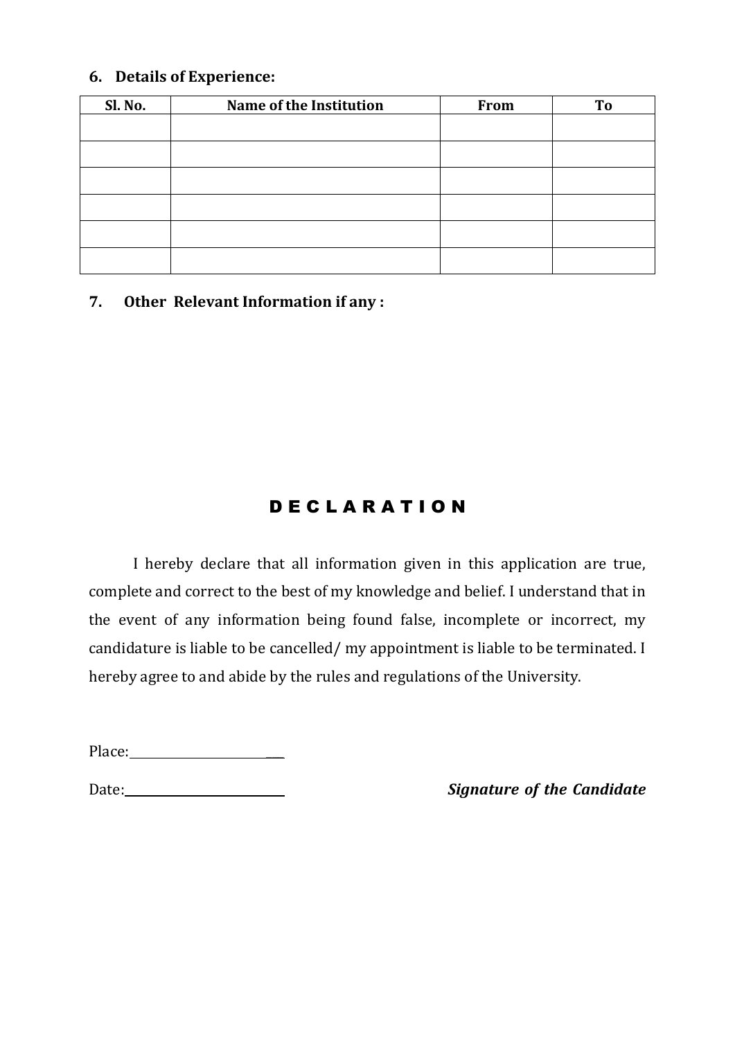**6. Details of Experience:**

| Sl. No. | Name of the Institution | From | To |
|---|---|---|---|
| | | | |
| | | | |
| | | | |
| | | | |
| | | | |
| | | | |

**7. Other Relevant Information if any :**

## D E C L A R A T I O N

I hereby declare that all information given in this application are true, complete and correct to the best of my knowledge and belief. I understand that in the event of any information being found false, incomplete or incorrect, my candidature is liable to be cancelled/ my appointment is liable to be terminated. I hereby agree to and abide by the rules and regulations of the University.

Place:\_\_\_\_\_\_\_\_\_\_\_\_\_\_\_\_\_\_\_\_\_\_\_\_

Date:\_\_\_\_\_\_\_\_\_\_\_\_\_\_\_\_\_\_\_\_\_\_\_\_ ***Signature of the Candidate***